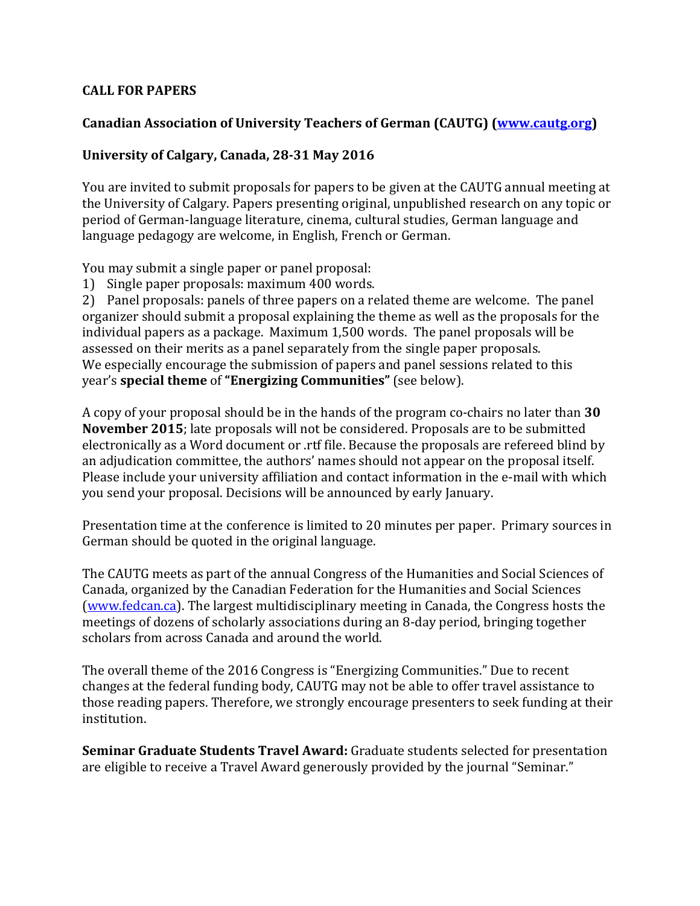**CALL FOR PAPERS**

**Canadian Association of University Teachers of German (CAUTG) ([www.cautg.org](http://www.cautg.org))**

**University of Calgary, Canada, 28-31 May 2016**

You are invited to submit proposals for papers to be given at the CAUTG annual meeting at the University of Calgary. Papers presenting original, unpublished research on any topic or period of German-language literature, cinema, cultural studies, German language and language pedagogy are welcome, in English, French or German.

You may submit a single paper or panel proposal:

1) Single paper proposals: maximum 400 words.
2) Panel proposals: panels of three papers on a related theme are welcome. The panel organizer should submit a proposal explaining the theme as well as the proposals for the individual papers as a package. Maximum 1,500 words. The panel proposals will be assessed on their merits as a panel separately from the single paper proposals.

We especially encourage the submission of papers and panel sessions related to this year's **special theme** of **"Energizing Communities"** (see below).

A copy of your proposal should be in the hands of the program co-chairs no later than **30 November 2015**; late proposals will not be considered. Proposals are to be submitted electronically as a Word document or .rtf file. Because the proposals are refereed blind by an adjudication committee, the authors' names should not appear on the proposal itself. Please include your university affiliation and contact information in the e-mail with which you send your proposal. Decisions will be announced by early January.

Presentation time at the conference is limited to 20 minutes per paper. Primary sources in German should be quoted in the original language.

The CAUTG meets as part of the annual Congress of the Humanities and Social Sciences of Canada, organized by the Canadian Federation for the Humanities and Social Sciences ([www.fedcan.ca](http://www.fedcan.ca)). The largest multidisciplinary meeting in Canada, the Congress hosts the meetings of dozens of scholarly associations during an 8-day period, bringing together scholars from across Canada and around the world.

The overall theme of the 2016 Congress is "Energizing Communities." Due to recent changes at the federal funding body, CAUTG may not be able to offer travel assistance to those reading papers. Therefore, we strongly encourage presenters to seek funding at their institution.

**Seminar Graduate Students Travel Award:** Graduate students selected for presentation are eligible to receive a Travel Award generously provided by the journal "Seminar."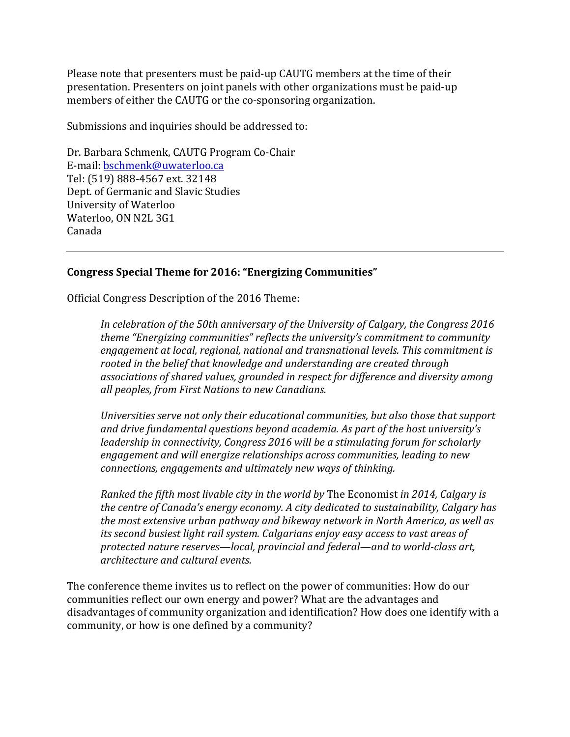Please note that presenters must be paid-up CAUTG members at the time of their presentation. Presenters on joint panels with other organizations must be paid-up members of either the CAUTG or the co-sponsoring organization.

Submissions and inquiries should be addressed to:

Dr. Barbara Schmenk, CAUTG Program Co-Chair
E-mail: bschmenk@uwaterloo.ca
Tel: (519) 888-4567 ext. 32148
Dept. of Germanic and Slavic Studies
University of Waterloo
Waterloo, ON N2L 3G1
Canada

---

**Congress Special Theme for 2016: "Energizing Communities"**

Official Congress Description of the 2016 Theme:

> *In celebration of the 50th anniversary of the University of Calgary, the Congress 2016 theme "Energizing communities" reflects the university's commitment to community engagement at local, regional, national and transnational levels. This commitment is rooted in the belief that knowledge and understanding are created through associations of shared values, grounded in respect for difference and diversity among all peoples, from First Nations to new Canadians.*
>
> *Universities serve not only their educational communities, but also those that support and drive fundamental questions beyond academia. As part of the host university's leadership in connectivity, Congress 2016 will be a stimulating forum for scholarly engagement and will energize relationships across communities, leading to new connections, engagements and ultimately new ways of thinking.*
>
> *Ranked the fifth most livable city in the world by* The Economist *in 2014, Calgary is the centre of Canada's energy economy. A city dedicated to sustainability, Calgary has the most extensive urban pathway and bikeway network in North America, as well as its second busiest light rail system. Calgarians enjoy easy access to vast areas of protected nature reserves—local, provincial and federal—and to world-class art, architecture and cultural events.*

The conference theme invites us to reflect on the power of communities: How do our communities reflect our own energy and power? What are the advantages and disadvantages of community organization and identification? How does one identify with a community, or how is one defined by a community?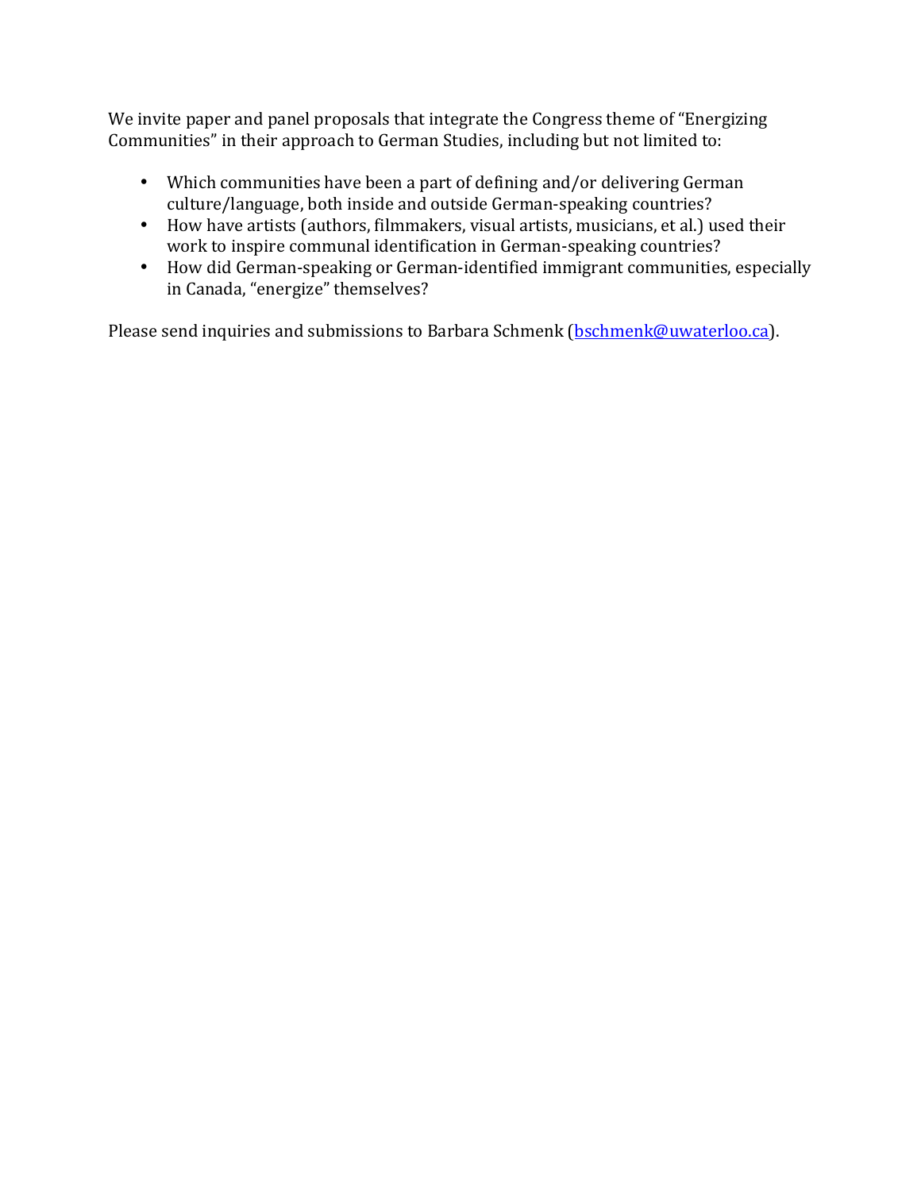We invite paper and panel proposals that integrate the Congress theme of "Energizing Communities" in their approach to German Studies, including but not limited to:

- Which communities have been a part of defining and/or delivering German culture/language, both inside and outside German-speaking countries?
- How have artists (authors, filmmakers, visual artists, musicians, et al.) used their work to inspire communal identification in German-speaking countries?
- How did German-speaking or German-identified immigrant communities, especially in Canada, "energize" themselves?

Please send inquiries and submissions to Barbara Schmenk (bschmenk@uwaterloo.ca).